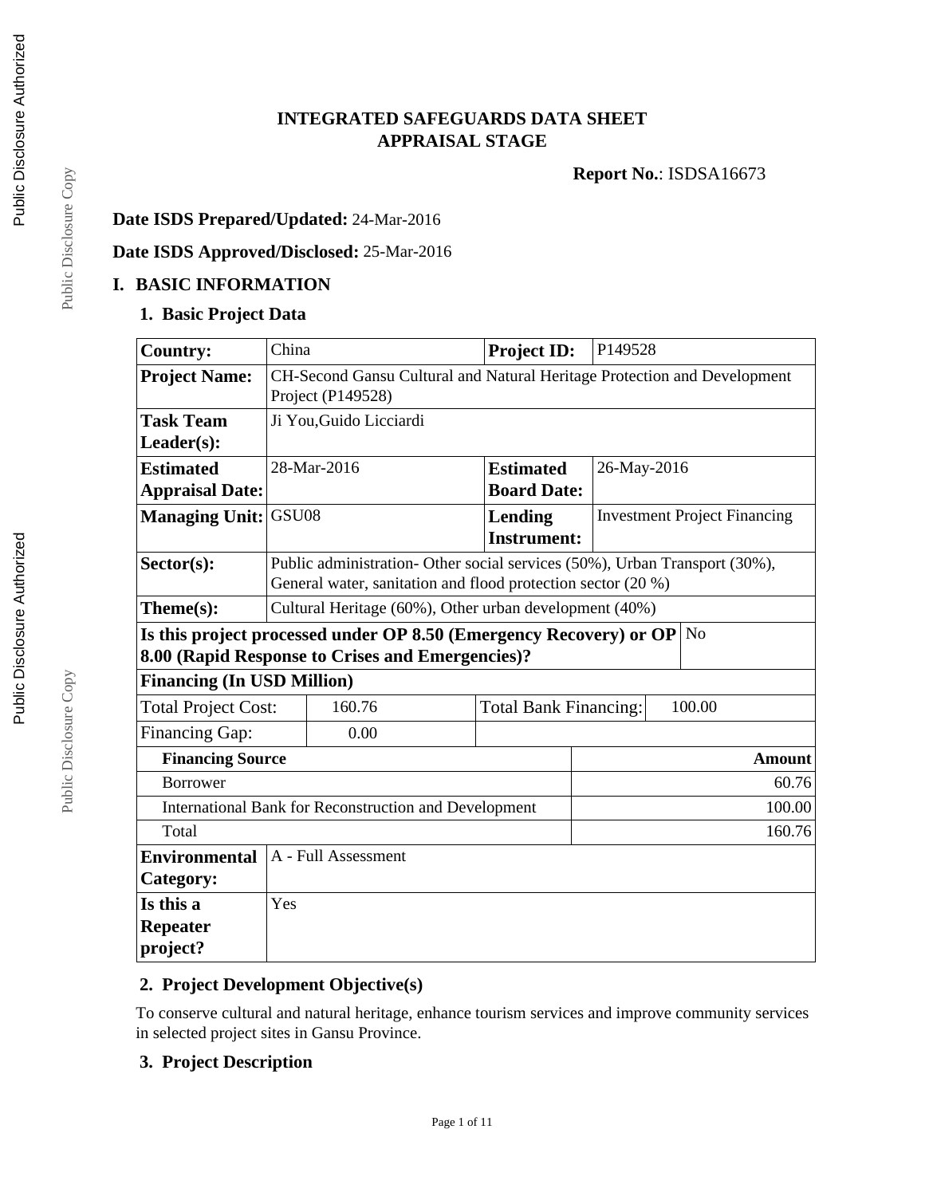# INTEGRATED SAFEGUARDS DATA SHEET
# APPRAISAL STAGE

**Report No.**: ISDSA16673

**Date ISDS Prepared/Updated:** 24-Mar-2016

**Date ISDS Approved/Disclosed:** 25-Mar-2016

## I. BASIC INFORMATION

### 1. Basic Project Data

| | | | |
|---|---|---|---|
| **Country:** | China | **Project ID:** | P149528 |
| **Project Name:** | CH-Second Gansu Cultural and Natural Heritage Protection and Development Project (P149528) | | |
| **Task Team Leader(s):** | Ji You,Guido Licciardi | | |
| **Estimated Appraisal Date:** | 28-Mar-2016 | **Estimated Board Date:** | 26-May-2016 |
| **Managing Unit:** | GSU08 | **Lending Instrument:** | Investment Project Financing |
| **Sector(s):** | Public administration- Other social services (50%), Urban Transport (30%), General water, sanitation and flood protection sector (20 %) | | |
| **Theme(s):** | Cultural Heritage (60%), Other urban development (40%) | | |
| **Is this project processed under OP 8.50 (Emergency Recovery) or OP 8.00 (Rapid Response to Crises and Emergencies)?** | | | No |
| **Financing (In USD Million)** | | | |
| Total Project Cost: | 160.76 | Total Bank Financing: | 100.00 |
| Financing Gap: | 0.00 | | |

| **Financing Source** | **Amount** |
|---|---:|
| Borrower | 60.76 |
| International Bank for Reconstruction and Development | 100.00 |
| Total | 160.76 |

| | |
|---|---|
| **Environmental Category:** | A - Full Assessment |
| **Is this a Repeater project?** | Yes |

### 2. Project Development Objective(s)

To conserve cultural and natural heritage, enhance tourism services and improve community services in selected project sites in Gansu Province.

### 3. Project Description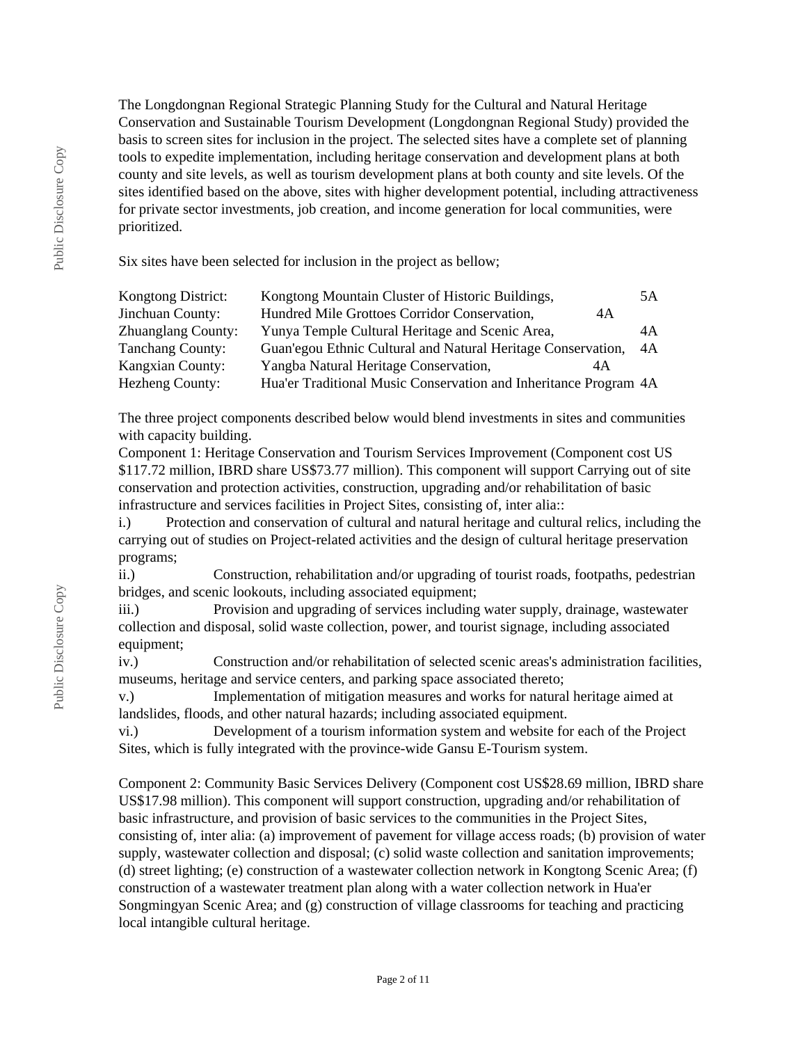The Longdongnan Regional Strategic Planning Study for the Cultural and Natural Heritage Conservation and Sustainable Tourism Development (Longdongnan Regional Study) provided the basis to screen sites for inclusion in the project. The selected sites have a complete set of planning tools to expedite implementation, including heritage conservation and development plans at both county and site levels, as well as tourism development plans at both county and site levels. Of the sites identified based on the above, sites with higher development potential, including attractiveness for private sector investments, job creation, and income generation for local communities, were prioritized.

Six sites have been selected for inclusion in the project as bellow;

| | | |
|---|---|---|
| Kongtong District: | Kongtong Mountain Cluster of Historic Buildings, | 5A |
| Jinchuan County: | Hundred Mile Grottoes Corridor Conservation, | 4A |
| Zhuanglang County: | Yunya Temple Cultural Heritage and Scenic Area, | 4A |
| Tanchang County: | Guan'egou Ethnic Cultural and Natural Heritage Conservation, | 4A |
| Kangxian County: | Yangba Natural Heritage Conservation, | 4A |
| Hezheng County: | Hua'er Traditional Music Conservation and Inheritance Program | 4A |

The three project components described below would blend investments in sites and communities with capacity building.

Component 1: Heritage Conservation and Tourism Services Improvement (Component cost US $117.72 million, IBRD share US$73.77 million). This component will support Carrying out of site conservation and protection activities, construction, upgrading and/or rehabilitation of basic infrastructure and services facilities in Project Sites, consisting of, inter alia::

i.) Protection and conservation of cultural and natural heritage and cultural relics, including the carrying out of studies on Project-related activities and the design of cultural heritage preservation programs;

ii.) Construction, rehabilitation and/or upgrading of tourist roads, footpaths, pedestrian bridges, and scenic lookouts, including associated equipment;

iii.) Provision and upgrading of services including water supply, drainage, wastewater collection and disposal, solid waste collection, power, and tourist signage, including associated equipment;

iv.) Construction and/or rehabilitation of selected scenic areas's administration facilities, museums, heritage and service centers, and parking space associated thereto;

v.) Implementation of mitigation measures and works for natural heritage aimed at landslides, floods, and other natural hazards; including associated equipment.

vi.) Development of a tourism information system and website for each of the Project Sites, which is fully integrated with the province-wide Gansu E-Tourism system.

Component 2: Community Basic Services Delivery (Component cost US$28.69 million, IBRD share US$17.98 million). This component will support construction, upgrading and/or rehabilitation of basic infrastructure, and provision of basic services to the communities in the Project Sites, consisting of, inter alia: (a) improvement of pavement for village access roads; (b) provision of water supply, wastewater collection and disposal; (c) solid waste collection and sanitation improvements; (d) street lighting; (e) construction of a wastewater collection network in Kongtong Scenic Area; (f) construction of a wastewater treatment plan along with a water collection network in Hua'er Songmingyan Scenic Area; and (g) construction of village classrooms for teaching and practicing local intangible cultural heritage.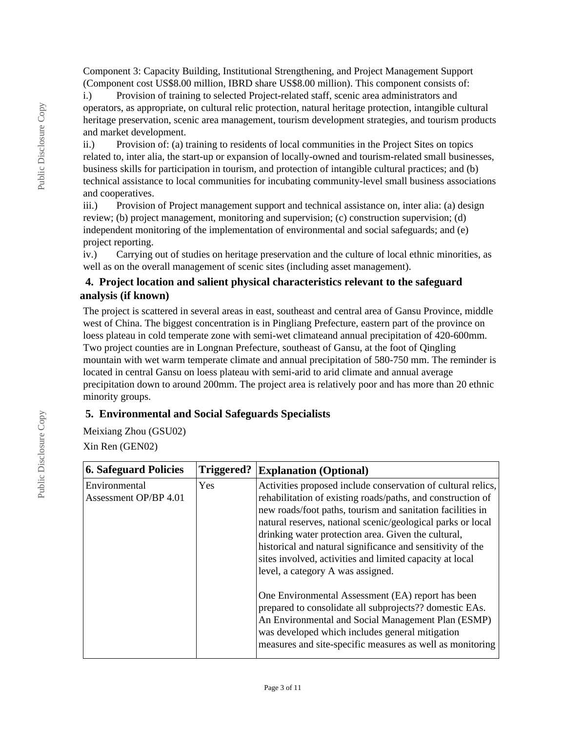Component 3: Capacity Building, Institutional Strengthening, and Project Management Support (Component cost US$8.00 million, IBRD share US$8.00 million). This component consists of:

i.) Provision of training to selected Project-related staff, scenic area administrators and operators, as appropriate, on cultural relic protection, natural heritage protection, intangible cultural heritage preservation, scenic area management, tourism development strategies, and tourism products and market development.

ii.) Provision of: (a) training to residents of local communities in the Project Sites on topics related to, inter alia, the start-up or expansion of locally-owned and tourism-related small businesses, business skills for participation in tourism, and protection of intangible cultural practices; and (b) technical assistance to local communities for incubating community-level small business associations and cooperatives.

iii.) Provision of Project management support and technical assistance on, inter alia: (a) design review; (b) project management, monitoring and supervision; (c) construction supervision; (d) independent monitoring of the implementation of environmental and social safeguards; and (e) project reporting.

iv.) Carrying out of studies on heritage preservation and the culture of local ethnic minorities, as well as on the overall management of scenic sites (including asset management).

## 4. Project location and salient physical characteristics relevant to the safeguard analysis (if known)

The project is scattered in several areas in east, southeast and central area of Gansu Province, middle west of China. The biggest concentration is in Pingliang Prefecture, eastern part of the province on loess plateau in cold temperate zone with semi-wet climateand annual precipitation of 420-600mm. Two project counties are in Longnan Prefecture, southeast of Gansu, at the foot of Qingling mountain with wet warm temperate climate and annual precipitation of 580-750 mm. The reminder is located in central Gansu on loess plateau with semi-arid to arid climate and annual average precipitation down to around 200mm. The project area is relatively poor and has more than 20 ethnic minority groups.

## 5. Environmental and Social Safeguards Specialists

Meixiang Zhou (GSU02)

Xin Ren (GEN02)

| 6. Safeguard Policies | Triggered? | Explanation (Optional) |
|---|---|---|
| Environmental Assessment OP/BP 4.01 | Yes | Activities proposed include conservation of cultural relics, rehabilitation of existing roads/paths, and construction of new roads/foot paths, tourism and sanitation facilities in natural reserves, national scenic/geological parks or local drinking water protection area. Given the cultural, historical and natural significance and sensitivity of the sites involved, activities and limited capacity at local level, a category A was assigned.<br><br>One Environmental Assessment (EA) report has been prepared to consolidate all subprojects?? domestic EAs. An Environmental and Social Management Plan (ESMP) was developed which includes general mitigation measures and site-specific measures as well as monitoring |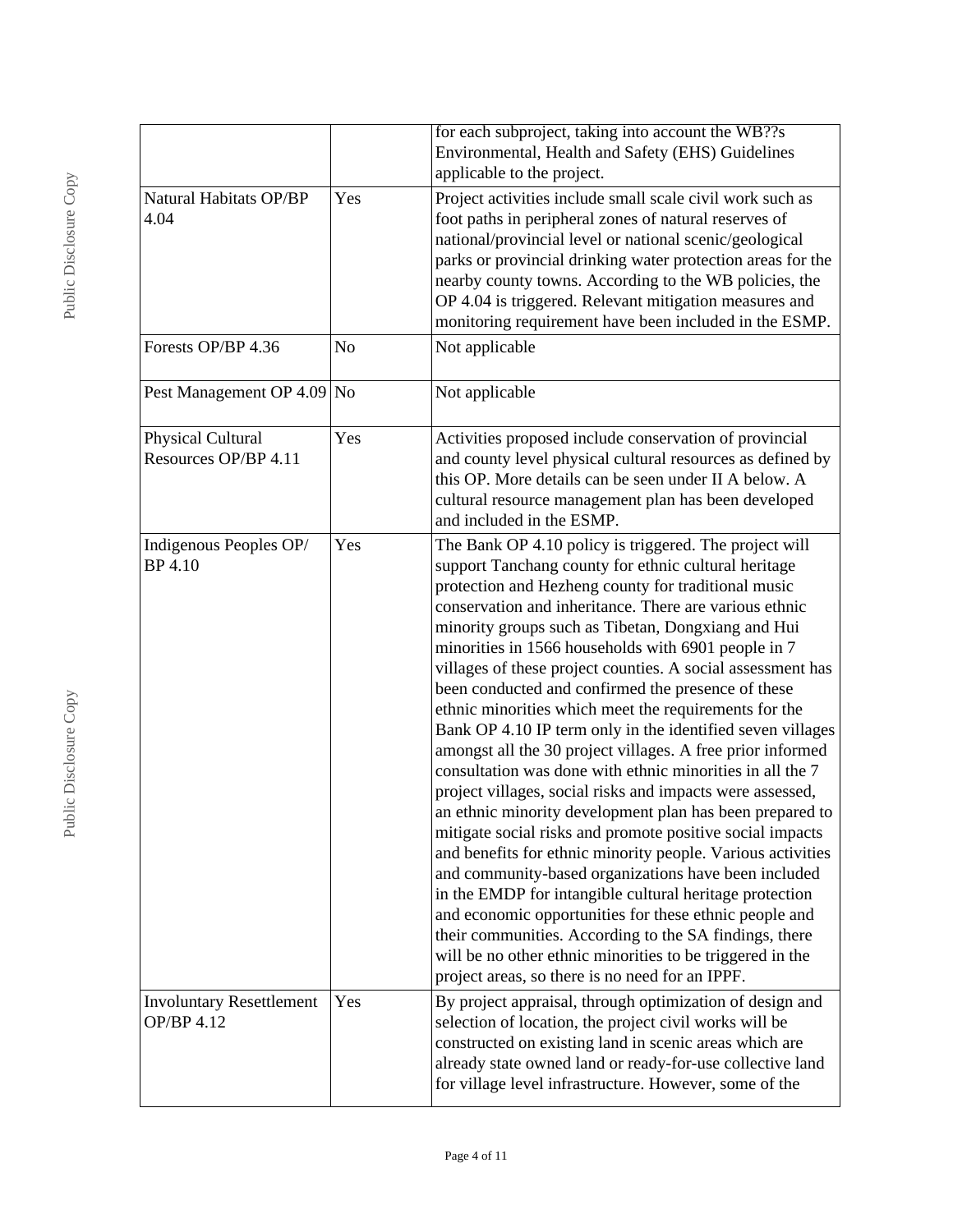| | | |
|---|---|---|
| | | for each subproject, taking into account the WB??s Environmental, Health and Safety (EHS) Guidelines applicable to the project. |
| Natural Habitats OP/BP 4.04 | Yes | Project activities include small scale civil work such as foot paths in peripheral zones of natural reserves of national/provincial level or national scenic/geological parks or provincial drinking water protection areas for the nearby county towns. According to the WB policies, the OP 4.04 is triggered. Relevant mitigation measures and monitoring requirement have been included in the ESMP. |
| Forests OP/BP 4.36 | No | Not applicable |
| Pest Management OP 4.09 | No | Not applicable |
| Physical Cultural Resources OP/BP 4.11 | Yes | Activities proposed include conservation of provincial and county level physical cultural resources as defined by this OP. More details can be seen under II A below. A cultural resource management plan has been developed and included in the ESMP. |
| Indigenous Peoples OP/ BP 4.10 | Yes | The Bank OP 4.10 policy is triggered. The project will support Tanchang county for ethnic cultural heritage protection and Hezheng county for traditional music conservation and inheritance. There are various ethnic minority groups such as Tibetan, Dongxiang and Hui minorities in 1566 households with 6901 people in 7 villages of these project counties. A social assessment has been conducted and confirmed the presence of these ethnic minorities which meet the requirements for the Bank OP 4.10 IP term only in the identified seven villages amongst all the 30 project villages. A free prior informed consultation was done with ethnic minorities in all the 7 project villages, social risks and impacts were assessed, an ethnic minority development plan has been prepared to mitigate social risks and promote positive social impacts and benefits for ethnic minority people. Various activities and community-based organizations have been included in the EMDP for intangible cultural heritage protection and economic opportunities for these ethnic people and their communities. According to the SA findings, there will be no other ethnic minorities to be triggered in the project areas, so there is no need for an IPPF. |
| Involuntary Resettlement OP/BP 4.12 | Yes | By project appraisal, through optimization of design and selection of location, the project civil works will be constructed on existing land in scenic areas which are already state owned land or ready-for-use collective land for village level infrastructure. However, some of the |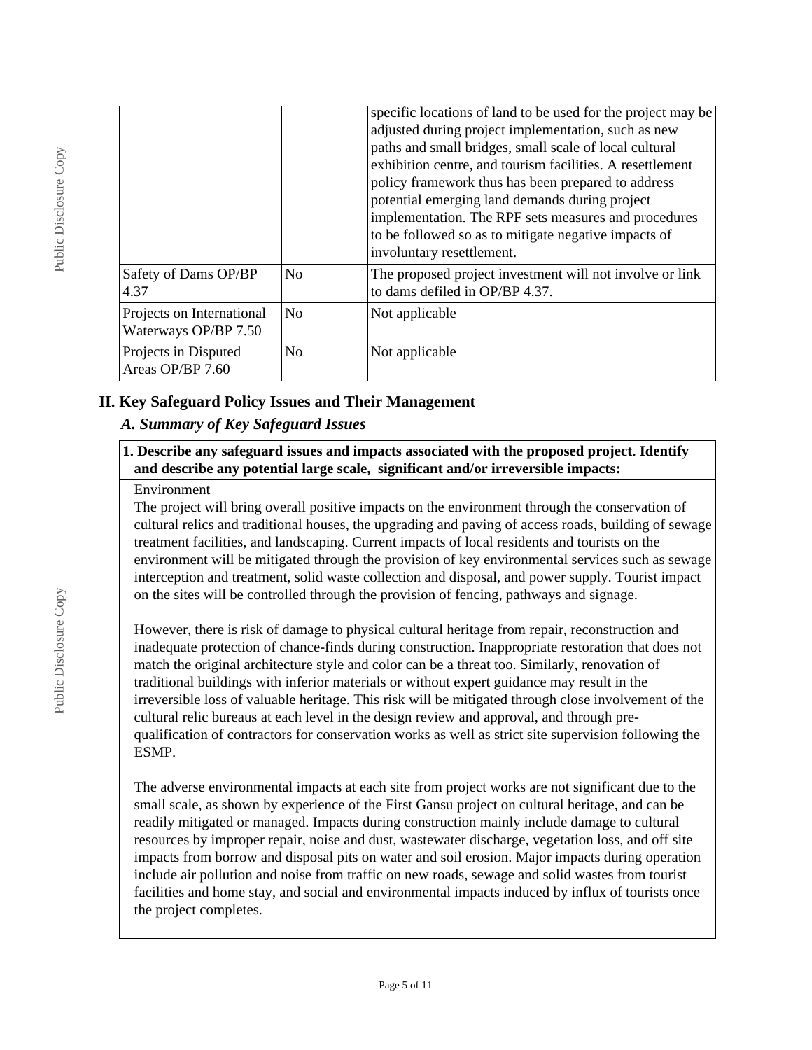| | | |
|---|---|---|
| | | specific locations of land to be used for the project may be adjusted during project implementation, such as new paths and small bridges, small scale of local cultural exhibition centre, and tourism facilities. A resettlement policy framework thus has been prepared to address potential emerging land demands during project implementation. The RPF sets measures and procedures to be followed so as to mitigate negative impacts of involuntary resettlement. |
| Safety of Dams OP/BP 4.37 | No | The proposed project investment will not involve or link to dams defiled in OP/BP 4.37. |
| Projects on International Waterways OP/BP 7.50 | No | Not applicable |
| Projects in Disputed Areas OP/BP 7.60 | No | Not applicable |

## II. Key Safeguard Policy Issues and Their Management

### *A. Summary of Key Safeguard Issues*

**1. Describe any safeguard issues and impacts associated with the proposed project. Identify and describe any potential large scale, significant and/or irreversible impacts:**

Environment

The project will bring overall positive impacts on the environment through the conservation of cultural relics and traditional houses, the upgrading and paving of access roads, building of sewage treatment facilities, and landscaping. Current impacts of local residents and tourists on the environment will be mitigated through the provision of key environmental services such as sewage interception and treatment, solid waste collection and disposal, and power supply. Tourist impact on the sites will be controlled through the provision of fencing, pathways and signage.

However, there is risk of damage to physical cultural heritage from repair, reconstruction and inadequate protection of chance-finds during construction. Inappropriate restoration that does not match the original architecture style and color can be a threat too. Similarly, renovation of traditional buildings with inferior materials or without expert guidance may result in the irreversible loss of valuable heritage. This risk will be mitigated through close involvement of the cultural relic bureaus at each level in the design review and approval, and through pre-qualification of contractors for conservation works as well as strict site supervision following the ESMP.

The adverse environmental impacts at each site from project works are not significant due to the small scale, as shown by experience of the First Gansu project on cultural heritage, and can be readily mitigated or managed. Impacts during construction mainly include damage to cultural resources by improper repair, noise and dust, wastewater discharge, vegetation loss, and off site impacts from borrow and disposal pits on water and soil erosion. Major impacts during operation include air pollution and noise from traffic on new roads, sewage and solid wastes from tourist facilities and home stay, and social and environmental impacts induced by influx of tourists once the project completes.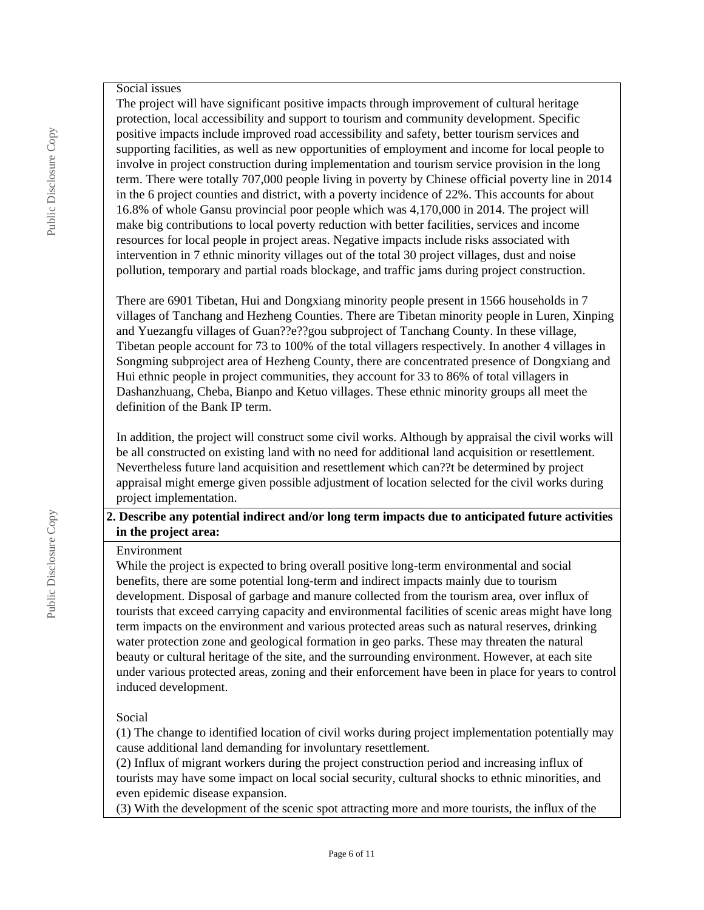Social issues

The project will have significant positive impacts through improvement of cultural heritage protection, local accessibility and support to tourism and community development. Specific positive impacts include improved road accessibility and safety, better tourism services and supporting facilities, as well as new opportunities of employment and income for local people to involve in project construction during implementation and tourism service provision in the long term. There were totally 707,000 people living in poverty by Chinese official poverty line in 2014 in the 6 project counties and district, with a poverty incidence of 22%. This accounts for about 16.8% of whole Gansu provincial poor people which was 4,170,000 in 2014. The project will make big contributions to local poverty reduction with better facilities, services and income resources for local people in project areas. Negative impacts include risks associated with intervention in 7 ethnic minority villages out of the total 30 project villages, dust and noise pollution, temporary and partial roads blockage, and traffic jams during project construction.

There are 6901 Tibetan, Hui and Dongxiang minority people present in 1566 households in 7 villages of Tanchang and Hezheng Counties. There are Tibetan minority people in Luren, Xinping and Yuezangfu villages of Guan??e??gou subproject of Tanchang County. In these village, Tibetan people account for 73 to 100% of the total villagers respectively. In another 4 villages in Songming subproject area of Hezheng County, there are concentrated presence of Dongxiang and Hui ethnic people in project communities, they account for 33 to 86% of total villagers in Dashanzhuang, Cheba, Bianpo and Ketuo villages. These ethnic minority groups all meet the definition of the Bank IP term.

In addition, the project will construct some civil works. Although by appraisal the civil works will be all constructed on existing land with no need for additional land acquisition or resettlement. Nevertheless future land acquisition and resettlement which can??t be determined by project appraisal might emerge given possible adjustment of location selected for the civil works during project implementation.

**2. Describe any potential indirect and/or long term impacts due to anticipated future activities in the project area:**

Environment

While the project is expected to bring overall positive long-term environmental and social benefits, there are some potential long-term and indirect impacts mainly due to tourism development. Disposal of garbage and manure collected from the tourism area, over influx of tourists that exceed carrying capacity and environmental facilities of scenic areas might have long term impacts on the environment and various protected areas such as natural reserves, drinking water protection zone and geological formation in geo parks. These may threaten the natural beauty or cultural heritage of the site, and the surrounding environment. However, at each site under various protected areas, zoning and their enforcement have been in place for years to control induced development.

Social

(1) The change to identified location of civil works during project implementation potentially may cause additional land demanding for involuntary resettlement.
(2) Influx of migrant workers during the project construction period and increasing influx of tourists may have some impact on local social security, cultural shocks to ethnic minorities, and even epidemic disease expansion.
(3) With the development of the scenic spot attracting more and more tourists, the influx of the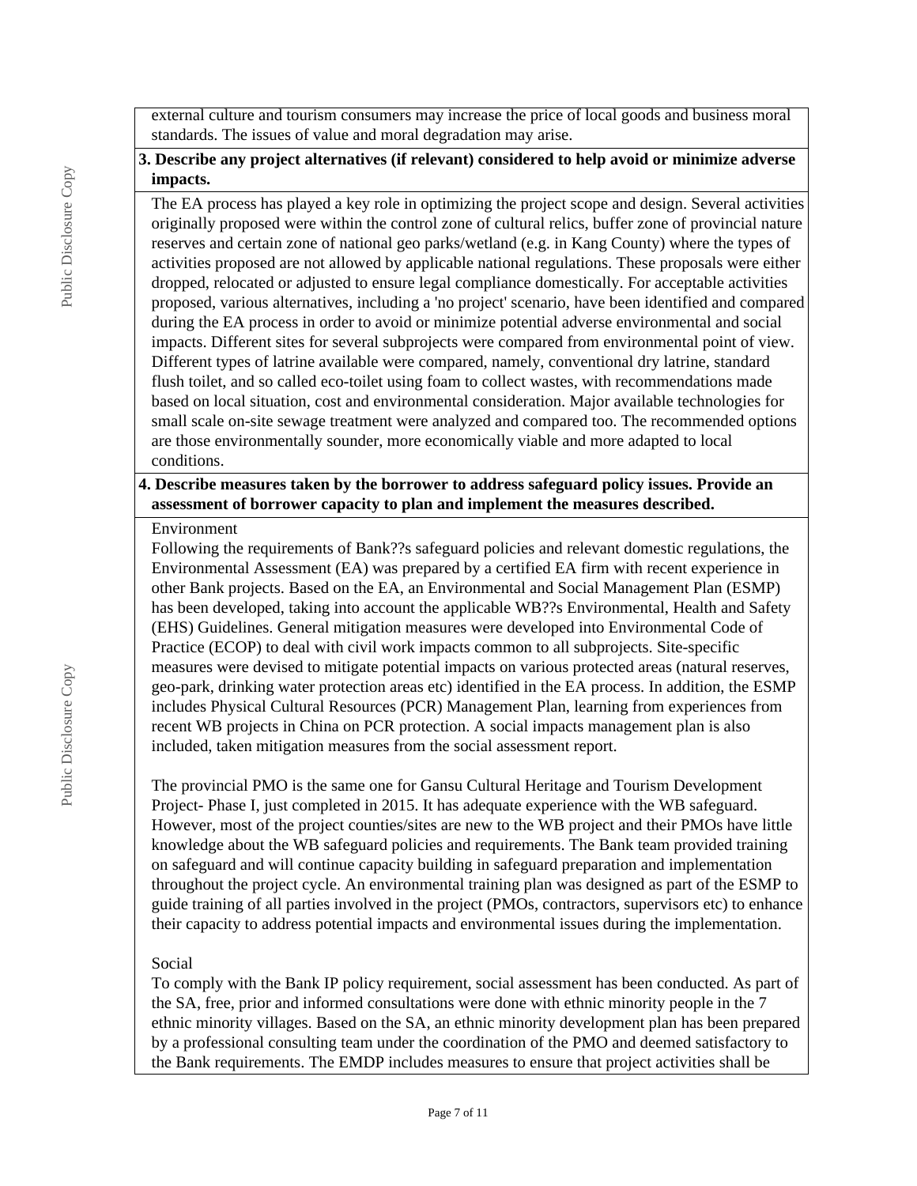external culture and tourism consumers may increase the price of local goods and business moral standards. The issues of value and moral degradation may arise.

**3. Describe any project alternatives (if relevant) considered to help avoid or minimize adverse impacts.**

The EA process has played a key role in optimizing the project scope and design. Several activities originally proposed were within the control zone of cultural relics, buffer zone of provincial nature reserves and certain zone of national geo parks/wetland (e.g. in Kang County) where the types of activities proposed are not allowed by applicable national regulations. These proposals were either dropped, relocated or adjusted to ensure legal compliance domestically. For acceptable activities proposed, various alternatives, including a 'no project' scenario, have been identified and compared during the EA process in order to avoid or minimize potential adverse environmental and social impacts. Different sites for several subprojects were compared from environmental point of view. Different types of latrine available were compared, namely, conventional dry latrine, standard flush toilet, and so called eco-toilet using foam to collect wastes, with recommendations made based on local situation, cost and environmental consideration. Major available technologies for small scale on-site sewage treatment were analyzed and compared too. The recommended options are those environmentally sounder, more economically viable and more adapted to local conditions.

**4. Describe measures taken by the borrower to address safeguard policy issues. Provide an assessment of borrower capacity to plan and implement the measures described.**

Environment

Following the requirements of Bank??s safeguard policies and relevant domestic regulations, the Environmental Assessment (EA) was prepared by a certified EA firm with recent experience in other Bank projects. Based on the EA, an Environmental and Social Management Plan (ESMP) has been developed, taking into account the applicable WB??s Environmental, Health and Safety (EHS) Guidelines. General mitigation measures were developed into Environmental Code of Practice (ECOP) to deal with civil work impacts common to all subprojects. Site-specific measures were devised to mitigate potential impacts on various protected areas (natural reserves, geo-park, drinking water protection areas etc) identified in the EA process. In addition, the ESMP includes Physical Cultural Resources (PCR) Management Plan, learning from experiences from recent WB projects in China on PCR protection. A social impacts management plan is also included, taken mitigation measures from the social assessment report.

The provincial PMO is the same one for Gansu Cultural Heritage and Tourism Development Project- Phase I, just completed in 2015. It has adequate experience with the WB safeguard. However, most of the project counties/sites are new to the WB project and their PMOs have little knowledge about the WB safeguard policies and requirements. The Bank team provided training on safeguard and will continue capacity building in safeguard preparation and implementation throughout the project cycle. An environmental training plan was designed as part of the ESMP to guide training of all parties involved in the project (PMOs, contractors, supervisors etc) to enhance their capacity to address potential impacts and environmental issues during the implementation.

Social

To comply with the Bank IP policy requirement, social assessment has been conducted. As part of the SA, free, prior and informed consultations were done with ethnic minority people in the 7 ethnic minority villages. Based on the SA, an ethnic minority development plan has been prepared by a professional consulting team under the coordination of the PMO and deemed satisfactory to the Bank requirements. The EMDP includes measures to ensure that project activities shall be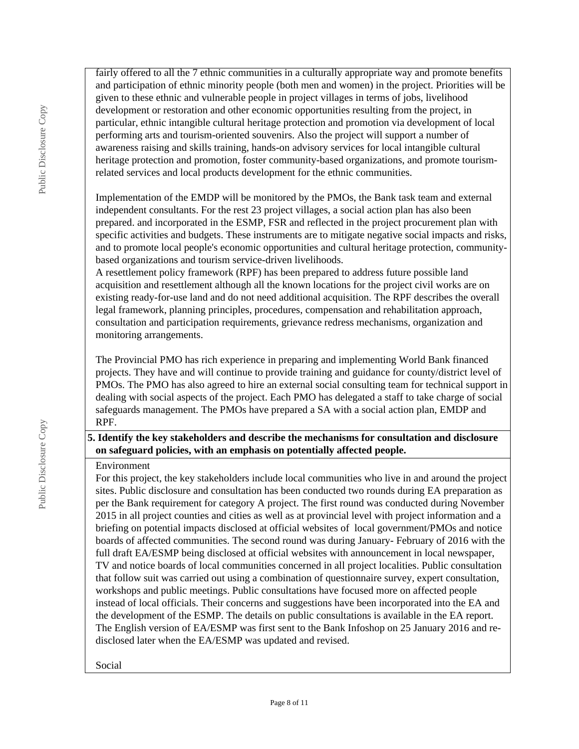fairly offered to all the 7 ethnic communities in a culturally appropriate way and promote benefits and participation of ethnic minority people (both men and women) in the project. Priorities will be given to these ethnic and vulnerable people in project villages in terms of jobs, livelihood development or restoration and other economic opportunities resulting from the project, in particular, ethnic intangible cultural heritage protection and promotion via development of local performing arts and tourism-oriented souvenirs. Also the project will support a number of awareness raising and skills training, hands-on advisory services for local intangible cultural heritage protection and promotion, foster community-based organizations, and promote tourism-related services and local products development for the ethnic communities.

Implementation of the EMDP will be monitored by the PMOs, the Bank task team and external independent consultants. For the rest 23 project villages, a social action plan has also been prepared. and incorporated in the ESMP, FSR and reflected in the project procurement plan with specific activities and budgets. These instruments are to mitigate negative social impacts and risks, and to promote local people's economic opportunities and cultural heritage protection, community-based organizations and tourism service-driven livelihoods.
A resettlement policy framework (RPF) has been prepared to address future possible land acquisition and resettlement although all the known locations for the project civil works are on existing ready-for-use land and do not need additional acquisition. The RPF describes the overall legal framework, planning principles, procedures, compensation and rehabilitation approach, consultation and participation requirements, grievance redress mechanisms, organization and monitoring arrangements.

The Provincial PMO has rich experience in preparing and implementing World Bank financed projects. They have and will continue to provide training and guidance for county/district level of PMOs. The PMO has also agreed to hire an external social consulting team for technical support in dealing with social aspects of the project. Each PMO has delegated a staff to take charge of social safeguards management. The PMOs have prepared a SA with a social action plan, EMDP and RPF.

**5. Identify the key stakeholders and describe the mechanisms for consultation and disclosure on safeguard policies, with an emphasis on potentially affected people.**

Environment

For this project, the key stakeholders include local communities who live in and around the project sites. Public disclosure and consultation has been conducted two rounds during EA preparation as per the Bank requirement for category A project. The first round was conducted during November 2015 in all project counties and cities as well as at provincial level with project information and a briefing on potential impacts disclosed at official websites of local government/PMOs and notice boards of affected communities. The second round was during January- February of 2016 with the full draft EA/ESMP being disclosed at official websites with announcement in local newspaper, TV and notice boards of local communities concerned in all project localities. Public consultation that follow suit was carried out using a combination of questionnaire survey, expert consultation, workshops and public meetings. Public consultations have focused more on affected people instead of local officials. Their concerns and suggestions have been incorporated into the EA and the development of the ESMP. The details on public consultations is available in the EA report. The English version of EA/ESMP was first sent to the Bank Infoshop on 25 January 2016 and re-disclosed later when the EA/ESMP was updated and revised.

Social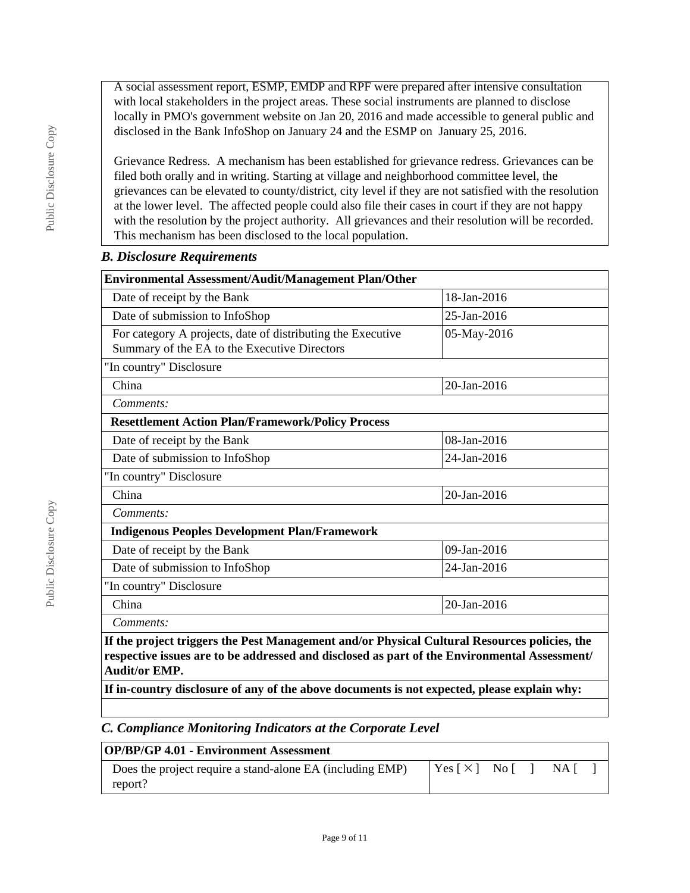A social assessment report, ESMP, EMDP and RPF were prepared after intensive consultation with local stakeholders in the project areas. These social instruments are planned to disclose locally in PMO's government website on Jan 20, 2016 and made accessible to general public and disclosed in the Bank InfoShop on January 24 and the ESMP on January 25, 2016.

Grievance Redress. A mechanism has been established for grievance redress. Grievances can be filed both orally and in writing. Starting at village and neighborhood committee level, the grievances can be elevated to county/district, city level if they are not satisfied with the resolution at the lower level. The affected people could also file their cases in court if they are not happy with the resolution by the project authority. All grievances and their resolution will be recorded. This mechanism has been disclosed to the local population.

### *B. Disclosure Requirements*

| **Environmental Assessment/Audit/Management Plan/Other** | |
|---|---|
| Date of receipt by the Bank | 18-Jan-2016 |
| Date of submission to InfoShop | 25-Jan-2016 |
| For category A projects, date of distributing the Executive Summary of the EA to the Executive Directors | 05-May-2016 |
| "In country" Disclosure | |
| China | 20-Jan-2016 |
| *Comments:* | |
| **Resettlement Action Plan/Framework/Policy Process** | |
| Date of receipt by the Bank | 08-Jan-2016 |
| Date of submission to InfoShop | 24-Jan-2016 |
| "In country" Disclosure | |
| China | 20-Jan-2016 |
| *Comments:* | |
| **Indigenous Peoples Development Plan/Framework** | |
| Date of receipt by the Bank | 09-Jan-2016 |
| Date of submission to InfoShop | 24-Jan-2016 |
| "In country" Disclosure | |
| China | 20-Jan-2016 |
| *Comments:* | |
| **If the project triggers the Pest Management and/or Physical Cultural Resources policies, the respective issues are to be addressed and disclosed as part of the Environmental Assessment/ Audit/or EMP.** | |
| **If in-country disclosure of any of the above documents is not expected, please explain why:** | |
| | |

### *C. Compliance Monitoring Indicators at the Corporate Level*

| **OP/BP/GP 4.01 - Environment Assessment** | |
|---|---|
| Does the project require a stand-alone EA (including EMP) report? | Yes [ × ] No [ ] NA [ ] |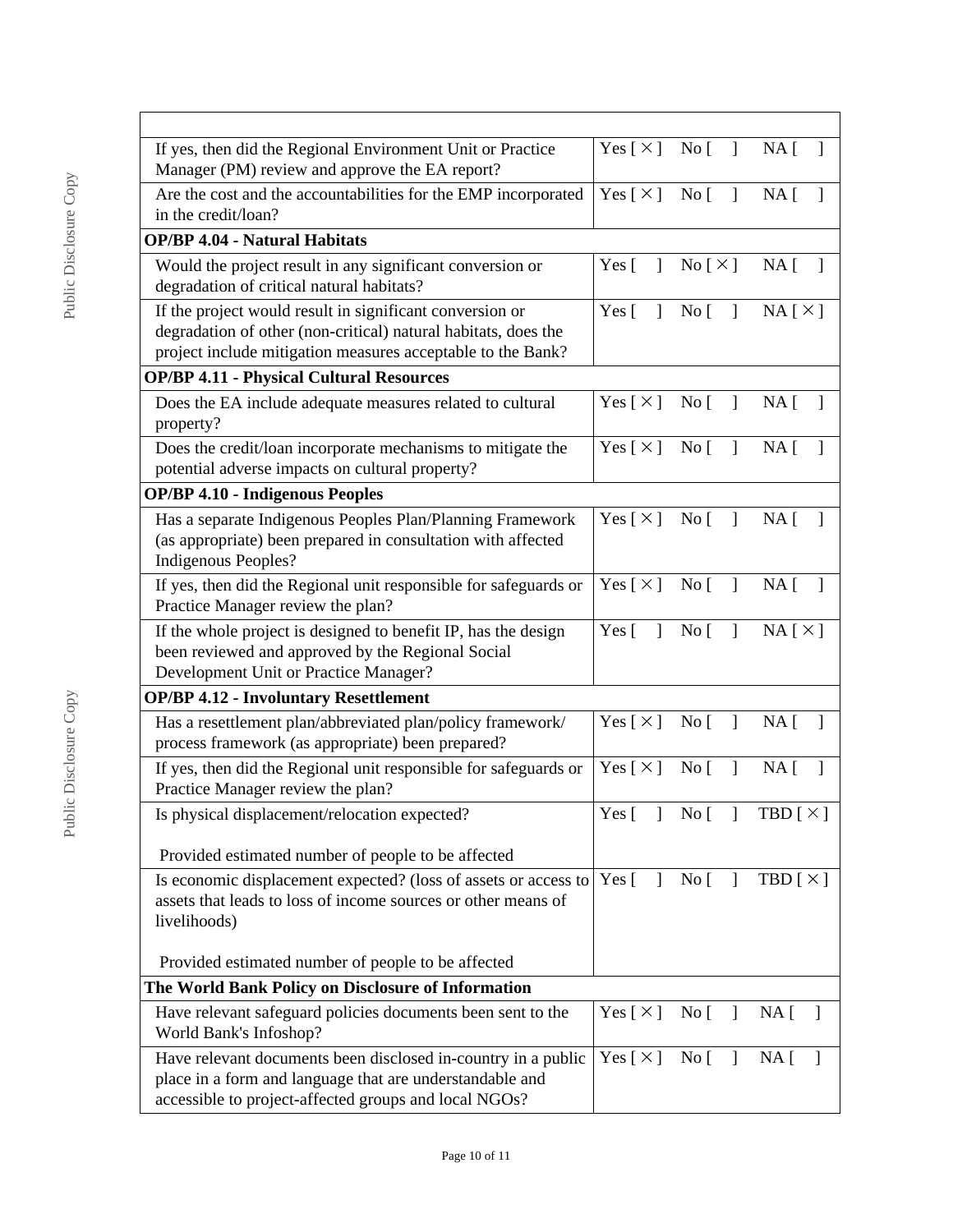| | |
|---|---|
| If yes, then did the Regional Environment Unit or Practice Manager (PM) review and approve the EA report? | Yes [ × ] No [ ] NA [ ] |
| Are the cost and the accountabilities for the EMP incorporated in the credit/loan? | Yes [ × ] No [ ] NA [ ] |
| **OP/BP 4.04 - Natural Habitats** | |
| Would the project result in any significant conversion or degradation of critical natural habitats? | Yes [ ] No [ × ] NA [ ] |
| If the project would result in significant conversion or degradation of other (non-critical) natural habitats, does the project include mitigation measures acceptable to the Bank? | Yes [ ] No [ ] NA [ × ] |
| **OP/BP 4.11 - Physical Cultural Resources** | |
| Does the EA include adequate measures related to cultural property? | Yes [ × ] No [ ] NA [ ] |
| Does the credit/loan incorporate mechanisms to mitigate the potential adverse impacts on cultural property? | Yes [ × ] No [ ] NA [ ] |
| **OP/BP 4.10 - Indigenous Peoples** | |
| Has a separate Indigenous Peoples Plan/Planning Framework (as appropriate) been prepared in consultation with affected Indigenous Peoples? | Yes [ × ] No [ ] NA [ ] |
| If yes, then did the Regional unit responsible for safeguards or Practice Manager review the plan? | Yes [ × ] No [ ] NA [ ] |
| If the whole project is designed to benefit IP, has the design been reviewed and approved by the Regional Social Development Unit or Practice Manager? | Yes [ ] No [ ] NA [ × ] |
| **OP/BP 4.12 - Involuntary Resettlement** | |
| Has a resettlement plan/abbreviated plan/policy framework/ process framework (as appropriate) been prepared? | Yes [ × ] No [ ] NA [ ] |
| If yes, then did the Regional unit responsible for safeguards or Practice Manager review the plan? | Yes [ × ] No [ ] NA [ ] |
| Is physical displacement/relocation expected?<br><br>Provided estimated number of people to be affected | Yes [ ] No [ ] TBD [ × ] |
| Is economic displacement expected? (loss of assets or access to assets that leads to loss of income sources or other means of livelihoods)<br><br>Provided estimated number of people to be affected | Yes [ ] No [ ] TBD [ × ] |
| **The World Bank Policy on Disclosure of Information** | |
| Have relevant safeguard policies documents been sent to the World Bank's Infoshop? | Yes [ × ] No [ ] NA [ ] |
| Have relevant documents been disclosed in-country in a public place in a form and language that are understandable and accessible to project-affected groups and local NGOs? | Yes [ × ] No [ ] NA [ ] |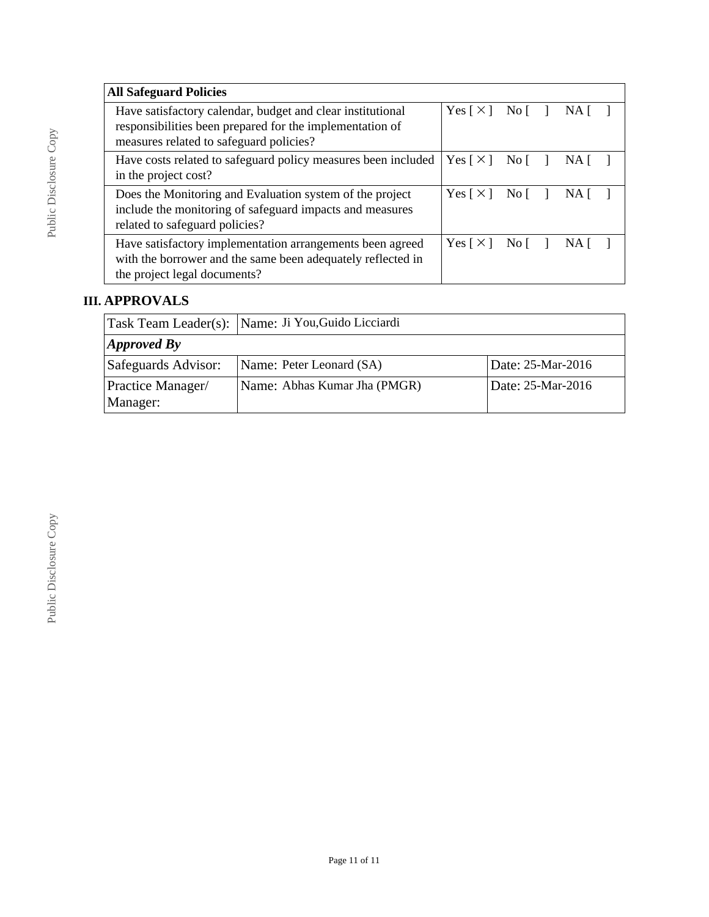| All Safeguard Policies | |
|---|---|
| Have satisfactory calendar, budget and clear institutional responsibilities been prepared for the implementation of measures related to safeguard policies? | Yes [ × ] No [ ] NA [ ] |
| Have costs related to safeguard policy measures been included in the project cost? | Yes [ × ] No [ ] NA [ ] |
| Does the Monitoring and Evaluation system of the project include the monitoring of safeguard impacts and measures related to safeguard policies? | Yes [ × ] No [ ] NA [ ] |
| Have satisfactory implementation arrangements been agreed with the borrower and the same been adequately reflected in the project legal documents? | Yes [ × ] No [ ] NA [ ] |

## III. APPROVALS

| Task Team Leader(s): | Name: Ji You,Guido Licciardi | |
|---|---|---|
| ***Approved By*** | | |
| Safeguards Advisor: | Name: Peter Leonard (SA) | Date: 25-Mar-2016 |
| Practice Manager/ Manager: | Name: Abhas Kumar Jha (PMGR) | Date: 25-Mar-2016 |